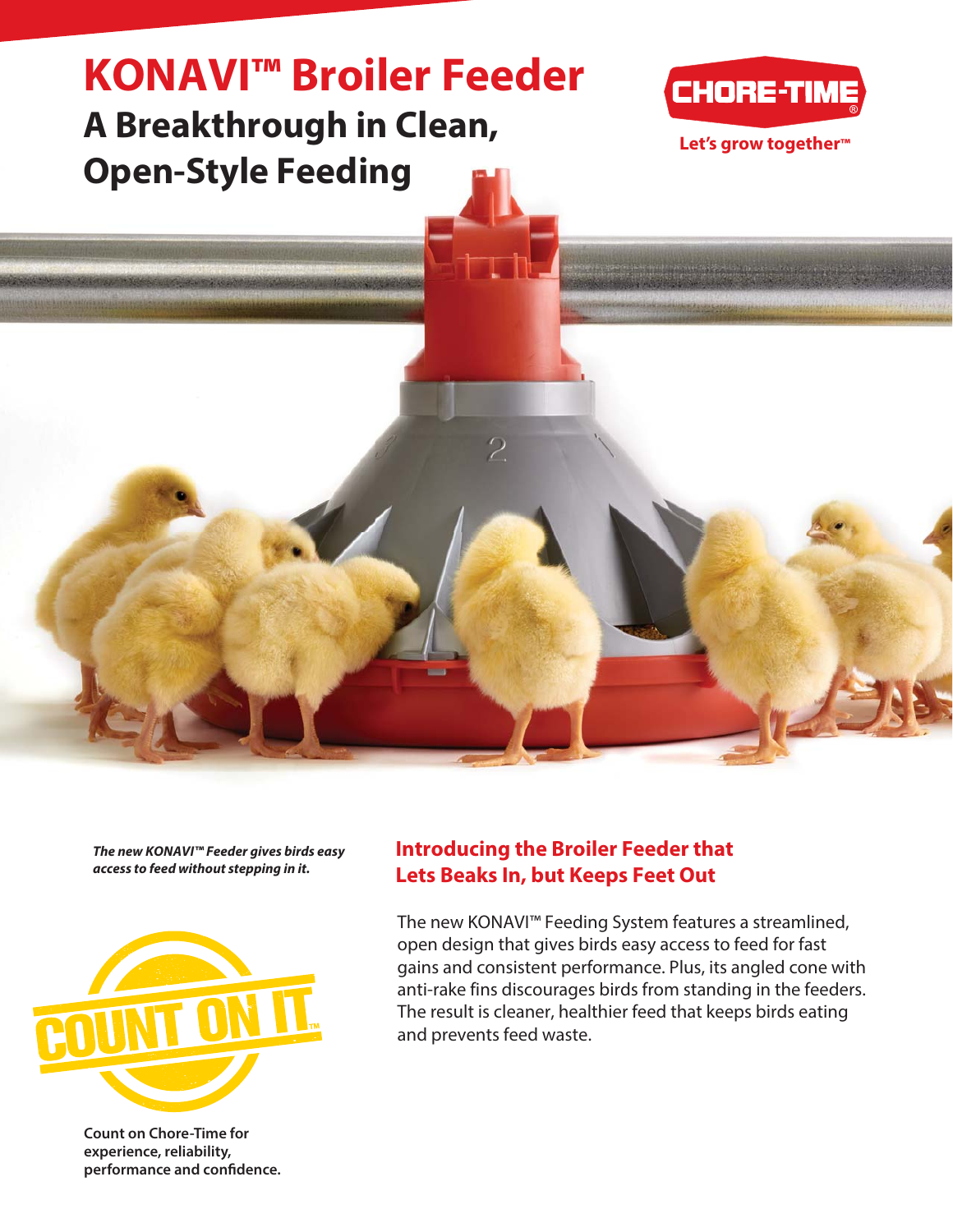# KONAVI™ Broiler Feeder

## A Breakthrough in Clean, Open-Style Feeding

CHORE-TIME®

Let's grow together™

***The new KONAVI™ Feeder gives birds easy access to feed without stepping in it.***

COUNT ON IT™

**Count on Chore-Time for experience, reliability, performance and confidence.**

## Introducing the Broiler Feeder that Lets Beaks In, but Keeps Feet Out

The new KONAVI™ Feeding System features a streamlined, open design that gives birds easy access to feed for fast gains and consistent performance. Plus, its angled cone with anti-rake fins discourages birds from standing in the feeders. The result is cleaner, healthier feed that keeps birds eating and prevents feed waste.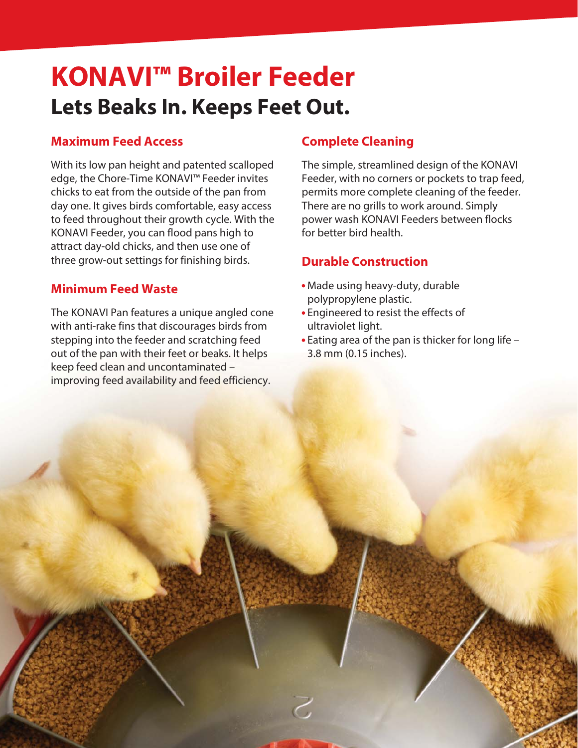# KONAVI™ Broiler Feeder

## Lets Beaks In. Keeps Feet Out.

### Maximum Feed Access

With its low pan height and patented scalloped edge, the Chore-Time KONAVI™ Feeder invites chicks to eat from the outside of the pan from day one. It gives birds comfortable, easy access to feed throughout their growth cycle. With the KONAVI Feeder, you can flood pans high to attract day-old chicks, and then use one of three grow-out settings for finishing birds.

### Minimum Feed Waste

The KONAVI Pan features a unique angled cone with anti-rake fins that discourages birds from stepping into the feeder and scratching feed out of the pan with their feet or beaks. It helps keep feed clean and uncontaminated – improving feed availability and feed efficiency.

### Complete Cleaning

The simple, streamlined design of the KONAVI Feeder, with no corners or pockets to trap feed, permits more complete cleaning of the feeder. There are no grills to work around. Simply power wash KONAVI Feeders between flocks for better bird health.

### Durable Construction

- Made using heavy-duty, durable polypropylene plastic.
- Engineered to resist the effects of ultraviolet light.
- Eating area of the pan is thicker for long life – 3.8 mm (0.15 inches).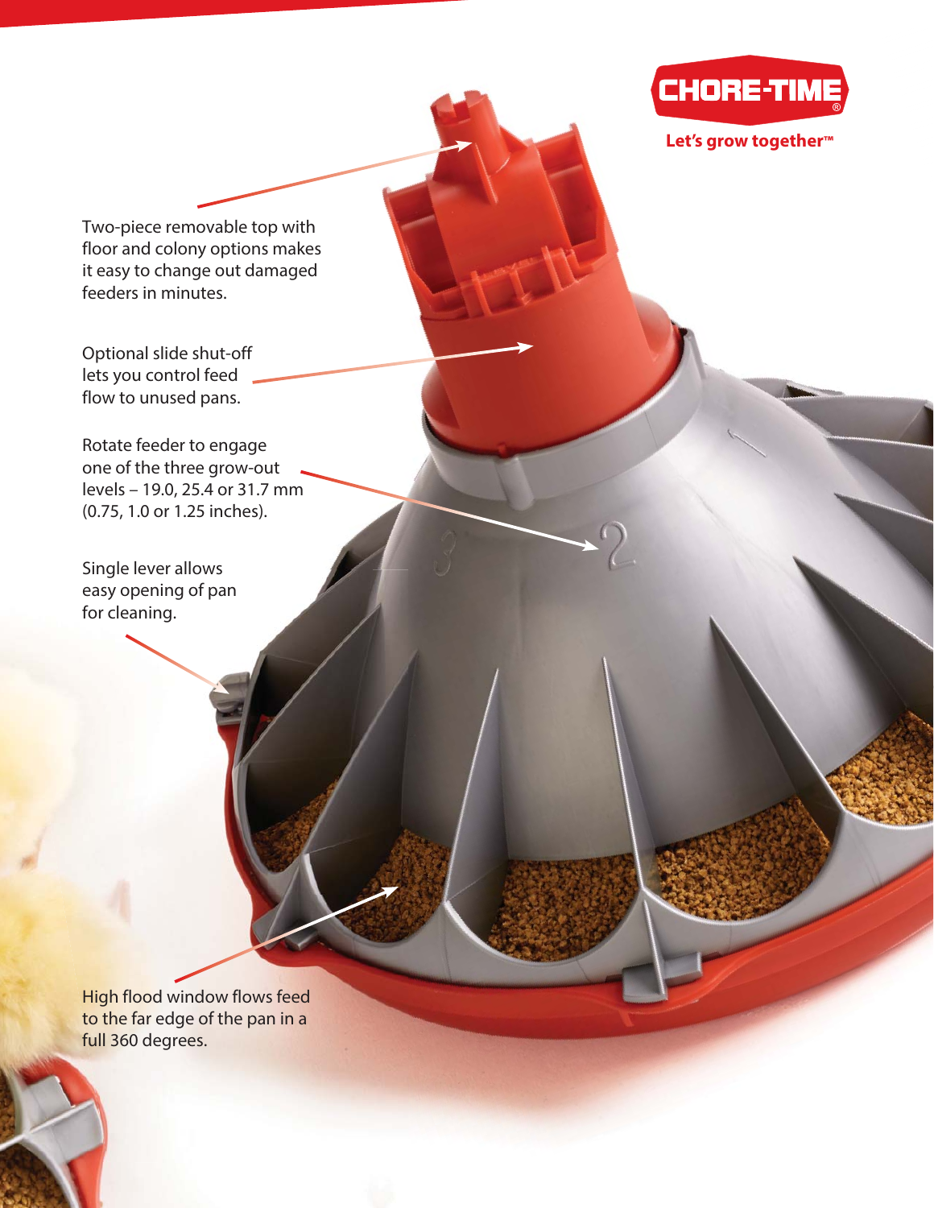**CHORE-TIME®**

Let's grow together™

Two-piece removable top with floor and colony options makes it easy to change out damaged feeders in minutes.

Optional slide shut-off lets you control feed flow to unused pans.

Rotate feeder to engage one of the three grow-out levels – 19.0, 25.4 or 31.7 mm (0.75, 1.0 or 1.25 inches).

Single lever allows easy opening of pan for cleaning.

High flood window flows feed to the far edge of the pan in a full 360 degrees.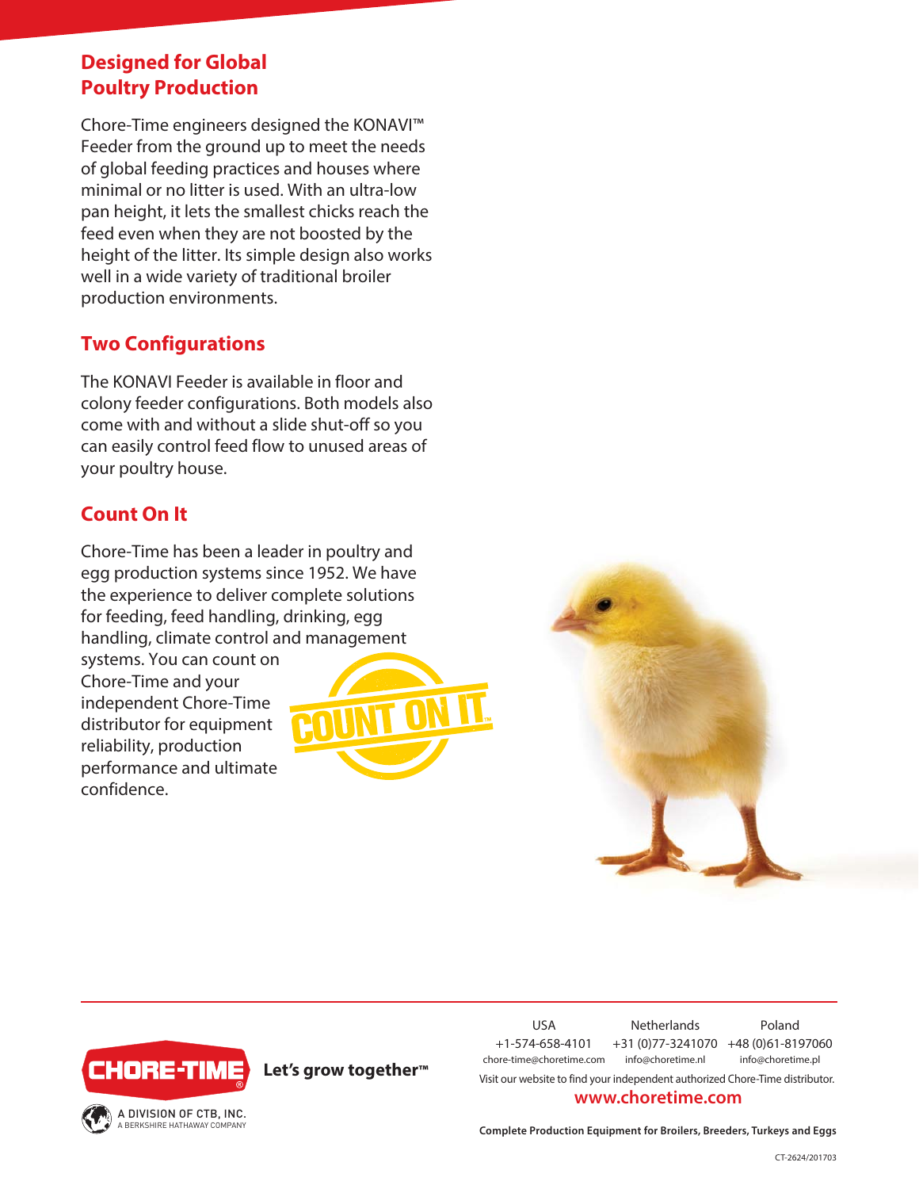## Designed for Global Poultry Production

Chore-Time engineers designed the KONAVI™ Feeder from the ground up to meet the needs of global feeding practices and houses where minimal or no litter is used. With an ultra-low pan height, it lets the smallest chicks reach the feed even when they are not boosted by the height of the litter. Its simple design also works well in a wide variety of traditional broiler production environments.

## Two Configurations

The KONAVI Feeder is available in floor and colony feeder configurations. Both models also come with and without a slide shut-off so you can easily control feed flow to unused areas of your poultry house.

## Count On It

Chore-Time has been a leader in poultry and egg production systems since 1952. We have the experience to deliver complete solutions for feeding, feed handling, drinking, egg handling, climate control and management systems. You can count on Chore-Time and your independent Chore-Time distributor for equipment reliability, production performance and ultimate confidence.

COUNT ON IT™

---

CHORE-TIME® Let's grow together™

A DIVISION OF CTB, INC.
A BERKSHIRE HATHAWAY COMPANY

| USA | Netherlands | Poland |
|---|---|---|
| +1-574-658-4101 | +31 (0)77-3241070 | +48 (0)61-8197060 |
| chore-time@choretime.com | info@choretime.nl | info@choretime.pl |

Visit our website to find your independent authorized Chore-Time distributor.

**www.choretime.com**

**Complete Production Equipment for Broilers, Breeders, Turkeys and Eggs**

CT-2624/201703